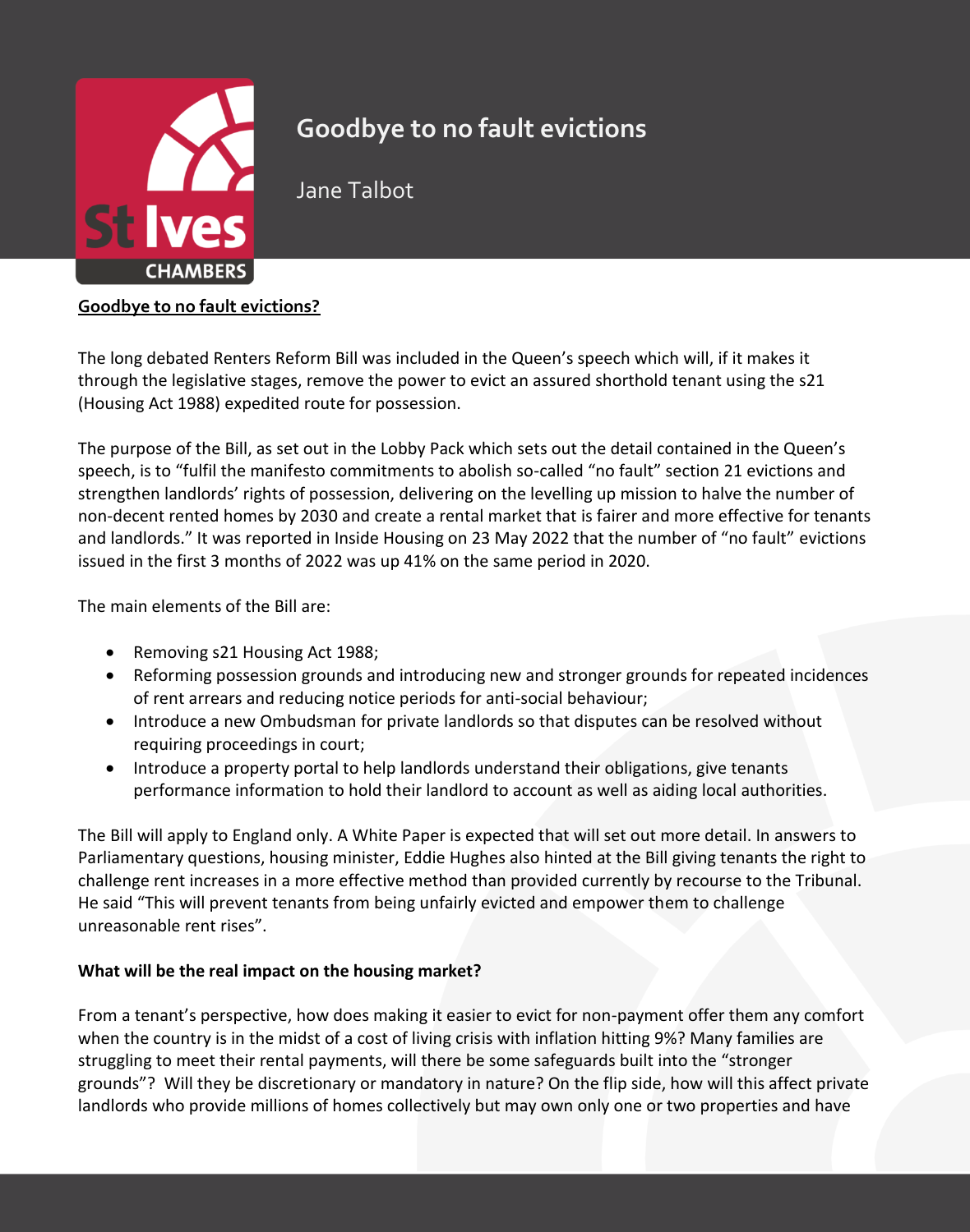# Goodbye to no fault evictions

Jane Talbot

**Goodbye to no fault evictions?**

The long debated Renters Reform Bill was included in the Queen's speech which will, if it makes it through the legislative stages, remove the power to evict an assured shorthold tenant using the s21 (Housing Act 1988) expedited route for possession.

The purpose of the Bill, as set out in the Lobby Pack which sets out the detail contained in the Queen's speech, is to "fulfil the manifesto commitments to abolish so-called "no fault" section 21 evictions and strengthen landlords' rights of possession, delivering on the levelling up mission to halve the number of non-decent rented homes by 2030 and create a rental market that is fairer and more effective for tenants and landlords." It was reported in Inside Housing on 23 May 2022 that the number of "no fault" evictions issued in the first 3 months of 2022 was up 41% on the same period in 2020.

The main elements of the Bill are:

- Removing s21 Housing Act 1988;
- Reforming possession grounds and introducing new and stronger grounds for repeated incidences of rent arrears and reducing notice periods for anti-social behaviour;
- Introduce a new Ombudsman for private landlords so that disputes can be resolved without requiring proceedings in court;
- Introduce a property portal to help landlords understand their obligations, give tenants performance information to hold their landlord to account as well as aiding local authorities.

The Bill will apply to England only. A White Paper is expected that will set out more detail. In answers to Parliamentary questions, housing minister, Eddie Hughes also hinted at the Bill giving tenants the right to challenge rent increases in a more effective method than provided currently by recourse to the Tribunal. He said "This will prevent tenants from being unfairly evicted and empower them to challenge unreasonable rent rises".

**What will be the real impact on the housing market?**

From a tenant's perspective, how does making it easier to evict for non-payment offer them any comfort when the country is in the midst of a cost of living crisis with inflation hitting 9%? Many families are struggling to meet their rental payments, will there be some safeguards built into the "stronger grounds"? Will they be discretionary or mandatory in nature? On the flip side, how will this affect private landlords who provide millions of homes collectively but may own only one or two properties and have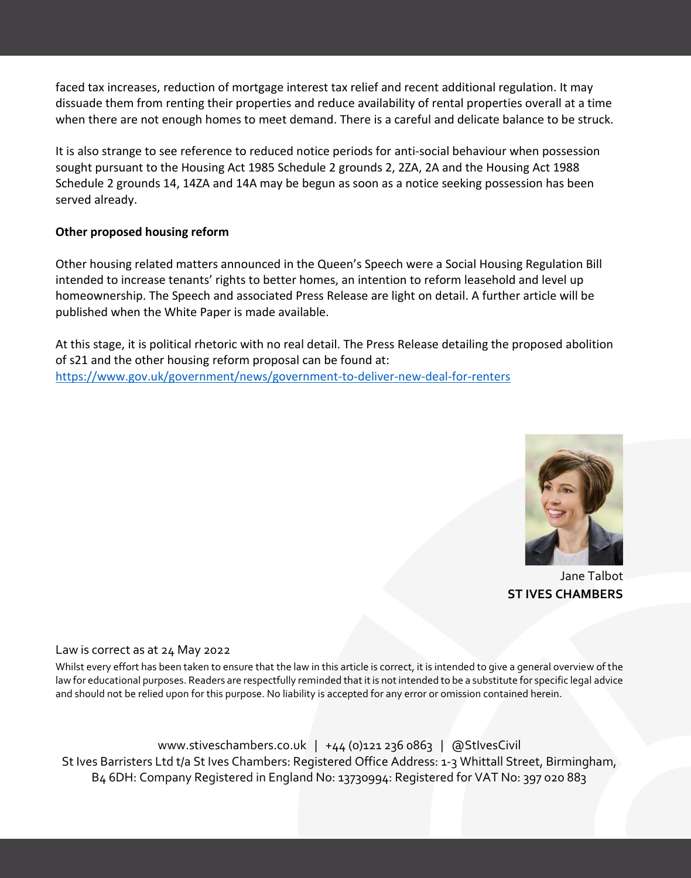faced tax increases, reduction of mortgage interest tax relief and recent additional regulation. It may dissuade them from renting their properties and reduce availability of rental properties overall at a time when there are not enough homes to meet demand. There is a careful and delicate balance to be struck.

It is also strange to see reference to reduced notice periods for anti-social behaviour when possession sought pursuant to the Housing Act 1985 Schedule 2 grounds 2, 2ZA, 2A and the Housing Act 1988 Schedule 2 grounds 14, 14ZA and 14A may be begun as soon as a notice seeking possession has been served already.

**Other proposed housing reform**

Other housing related matters announced in the Queen's Speech were a Social Housing Regulation Bill intended to increase tenants' rights to better homes, an intention to reform leasehold and level up homeownership. The Speech and associated Press Release are light on detail. A further article will be published when the White Paper is made available.

At this stage, it is political rhetoric with no real detail. The Press Release detailing the proposed abolition of s21 and the other housing reform proposal can be found at:
https://www.gov.uk/government/news/government-to-deliver-new-deal-for-renters

Jane Talbot
**ST IVES CHAMBERS**

Law is correct as at 24 May 2022

Whilst every effort has been taken to ensure that the law in this article is correct, it is intended to give a general overview of the law for educational purposes. Readers are respectfully reminded that it is not intended to be a substitute for specific legal advice and should not be relied upon for this purpose. No liability is accepted for any error or omission contained herein.

www.stiveschambers.co.uk | +44 (0)121 236 0863 | @StIvesCivil
St Ives Barristers Ltd t/a St Ives Chambers: Registered Office Address: 1-3 Whittall Street, Birmingham, B4 6DH: Company Registered in England No: 13730994: Registered for VAT No: 397 020 883